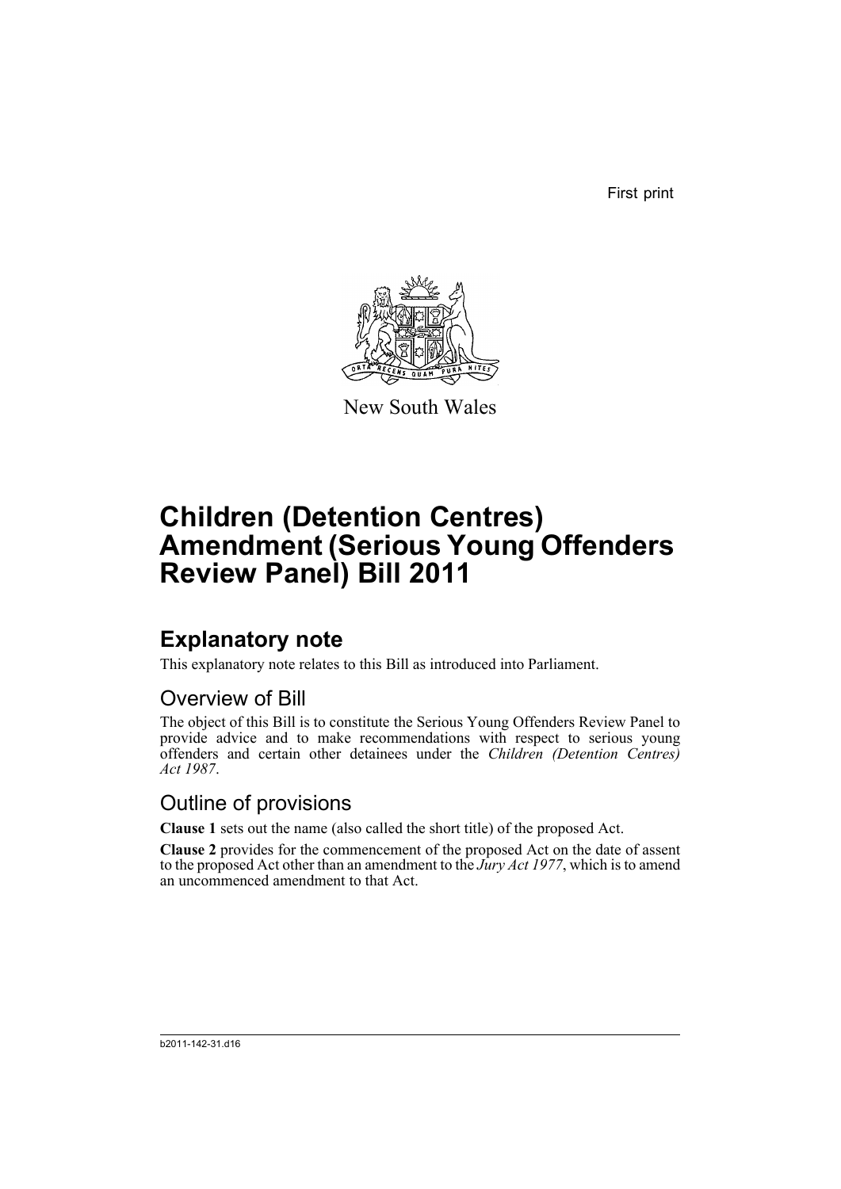First print

New South Wales

# Children (Detention Centres) Amendment (Serious Young Offenders Review Panel) Bill 2011

## Explanatory note

This explanatory note relates to this Bill as introduced into Parliament.

### Overview of Bill

The object of this Bill is to constitute the Serious Young Offenders Review Panel to provide advice and to make recommendations with respect to serious young offenders and certain other detainees under the *Children (Detention Centres) Act 1987*.

### Outline of provisions

**Clause 1** sets out the name (also called the short title) of the proposed Act.

**Clause 2** provides for the commencement of the proposed Act on the date of assent to the proposed Act other than an amendment to the *Jury Act 1977*, which is to amend an uncommenced amendment to that Act.

b2011-142-31.d16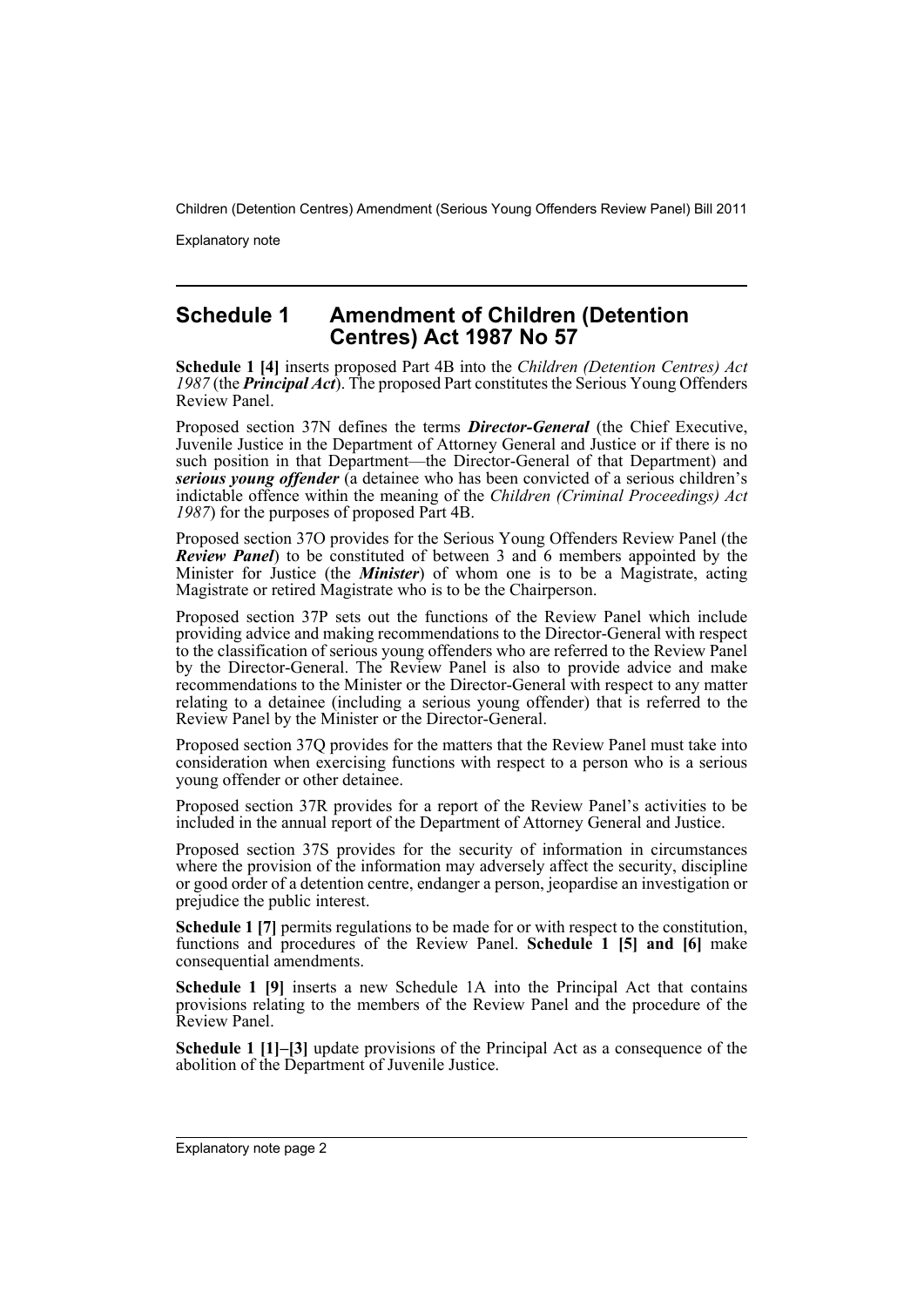## Schedule 1 Amendment of Children (Detention Centres) Act 1987 No 57

**Schedule 1 [4]** inserts proposed Part 4B into the *Children (Detention Centres) Act 1987* (the ***Principal Act***). The proposed Part constitutes the Serious Young Offenders Review Panel.

Proposed section 37N defines the terms ***Director-General*** (the Chief Executive, Juvenile Justice in the Department of Attorney General and Justice or if there is no such position in that Department—the Director-General of that Department) and ***serious young offender*** (a detainee who has been convicted of a serious children's indictable offence within the meaning of the *Children (Criminal Proceedings) Act 1987*) for the purposes of proposed Part 4B.

Proposed section 37O provides for the Serious Young Offenders Review Panel (the ***Review Panel***) to be constituted of between 3 and 6 members appointed by the Minister for Justice (the ***Minister***) of whom one is to be a Magistrate, acting Magistrate or retired Magistrate who is to be the Chairperson.

Proposed section 37P sets out the functions of the Review Panel which include providing advice and making recommendations to the Director-General with respect to the classification of serious young offenders who are referred to the Review Panel by the Director-General. The Review Panel is also to provide advice and make recommendations to the Minister or the Director-General with respect to any matter relating to a detainee (including a serious young offender) that is referred to the Review Panel by the Minister or the Director-General.

Proposed section 37Q provides for the matters that the Review Panel must take into consideration when exercising functions with respect to a person who is a serious young offender or other detainee.

Proposed section 37R provides for a report of the Review Panel's activities to be included in the annual report of the Department of Attorney General and Justice.

Proposed section 37S provides for the security of information in circumstances where the provision of the information may adversely affect the security, discipline or good order of a detention centre, endanger a person, jeopardise an investigation or prejudice the public interest.

**Schedule 1 [7]** permits regulations to be made for or with respect to the constitution, functions and procedures of the Review Panel. **Schedule 1 [5] and [6]** make consequential amendments.

**Schedule 1 [9]** inserts a new Schedule 1A into the Principal Act that contains provisions relating to the members of the Review Panel and the procedure of the Review Panel.

**Schedule 1 [1]–[3]** update provisions of the Principal Act as a consequence of the abolition of the Department of Juvenile Justice.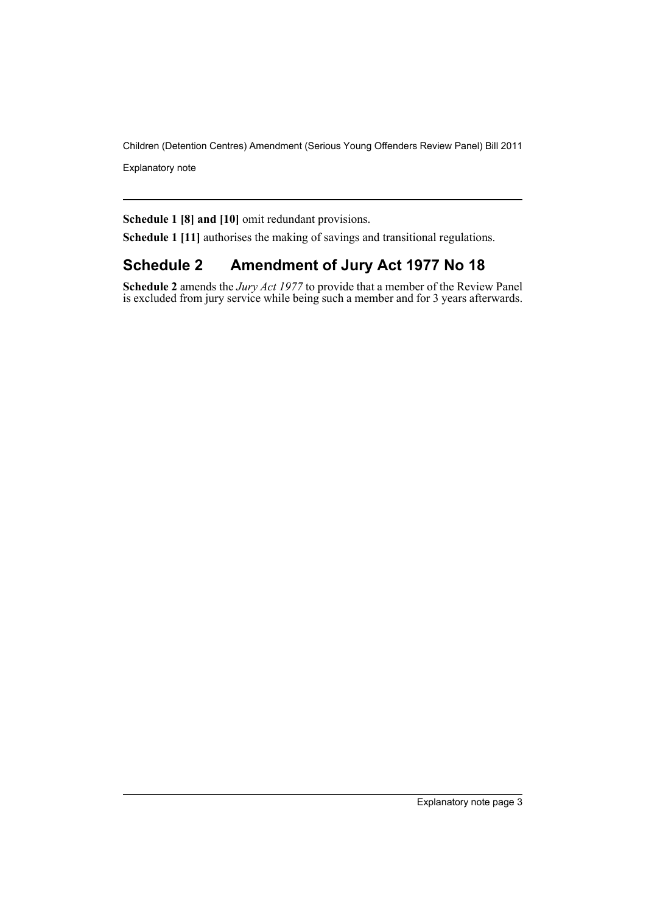**Schedule 1 [8] and [10]** omit redundant provisions.

**Schedule 1 [11]** authorises the making of savings and transitional regulations.

## Schedule 2 Amendment of Jury Act 1977 No 18

**Schedule 2** amends the *Jury Act 1977* to provide that a member of the Review Panel is excluded from jury service while being such a member and for 3 years afterwards.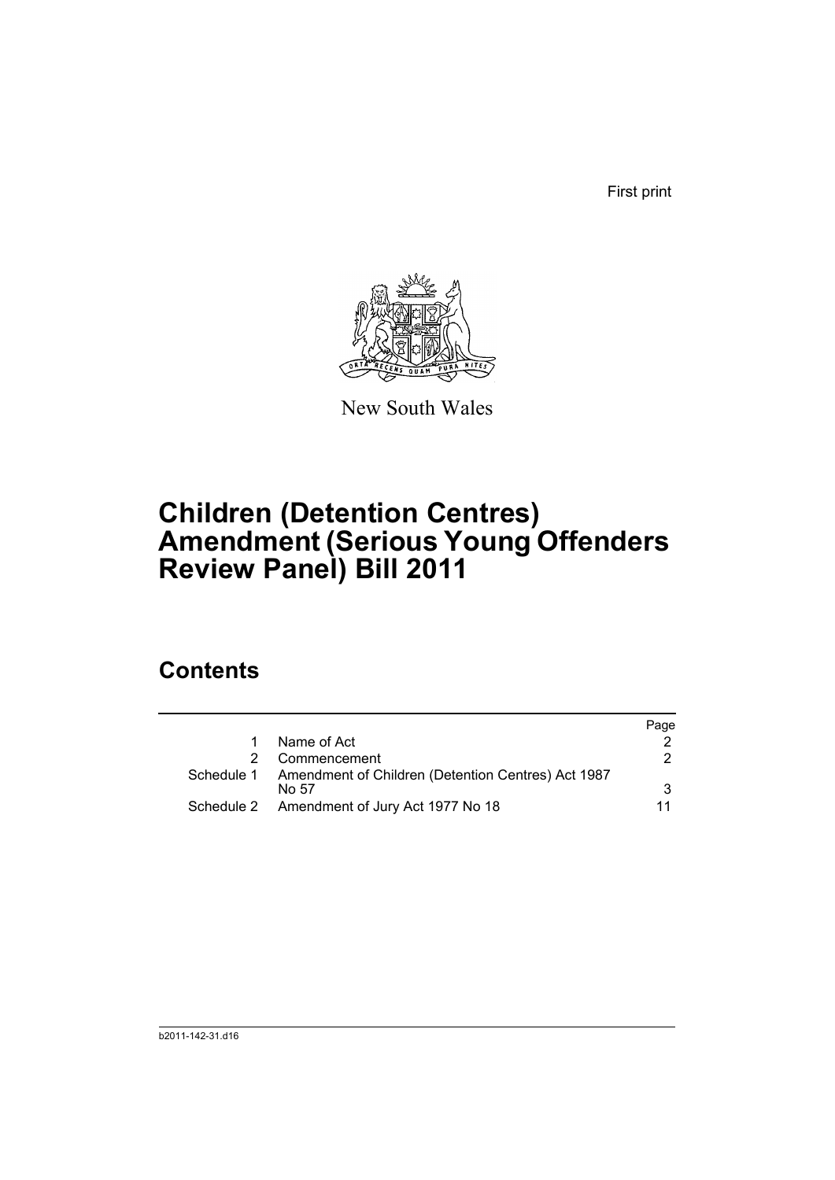First print

New South Wales

# Children (Detention Centres) Amendment (Serious Young Offenders Review Panel) Bill 2011

## Contents

| | | Page |
|---|---|---|
| 1 | Name of Act | 2 |
| 2 | Commencement | 2 |
| Schedule 1 | Amendment of Children (Detention Centres) Act 1987 No 57 | 3 |
| Schedule 2 | Amendment of Jury Act 1977 No 18 | 11 |

b2011-142-31.d16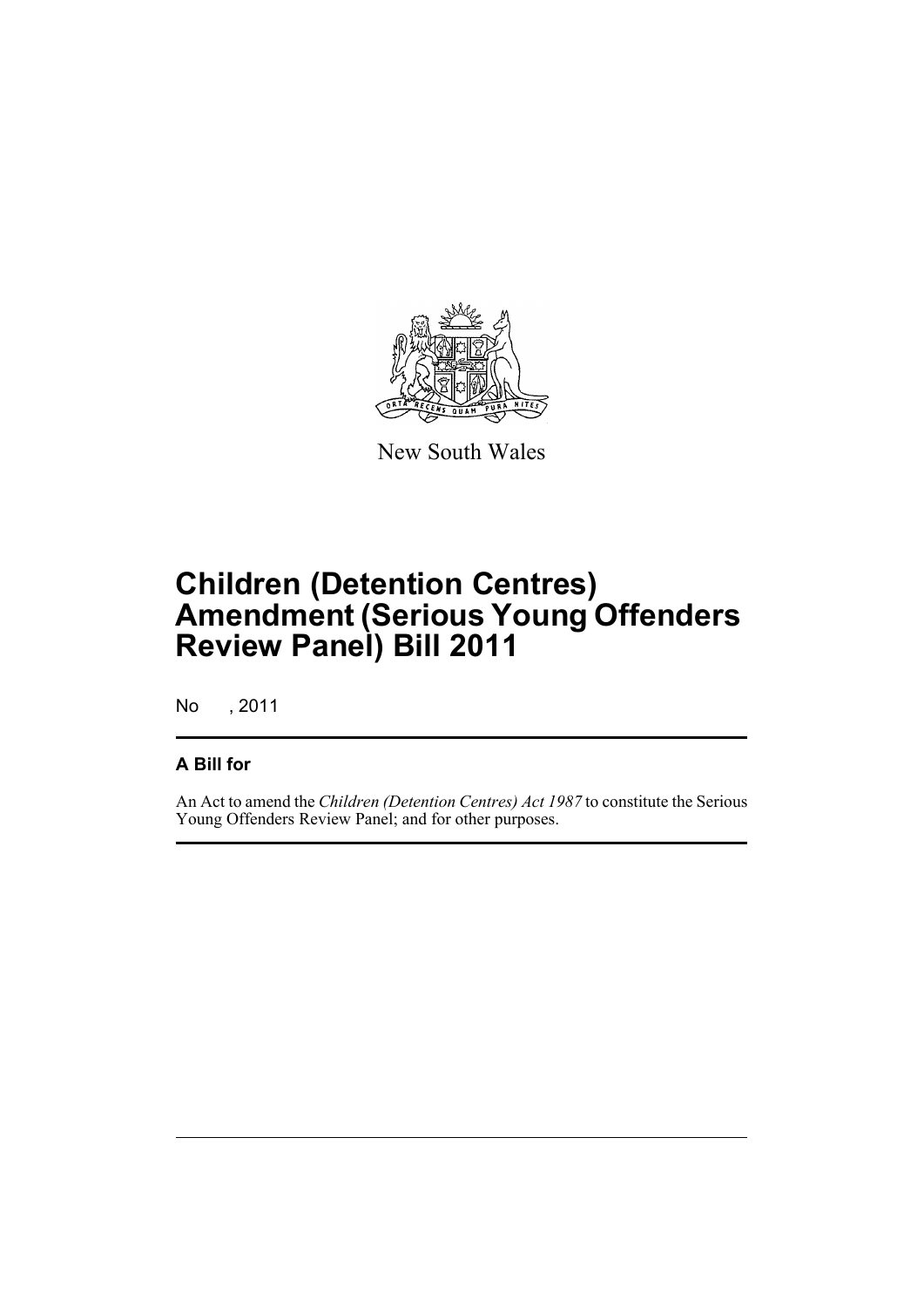New South Wales

# Children (Detention Centres) Amendment (Serious Young Offenders Review Panel) Bill 2011

No , 2011

## A Bill for

An Act to amend the *Children (Detention Centres) Act 1987* to constitute the Serious Young Offenders Review Panel; and for other purposes.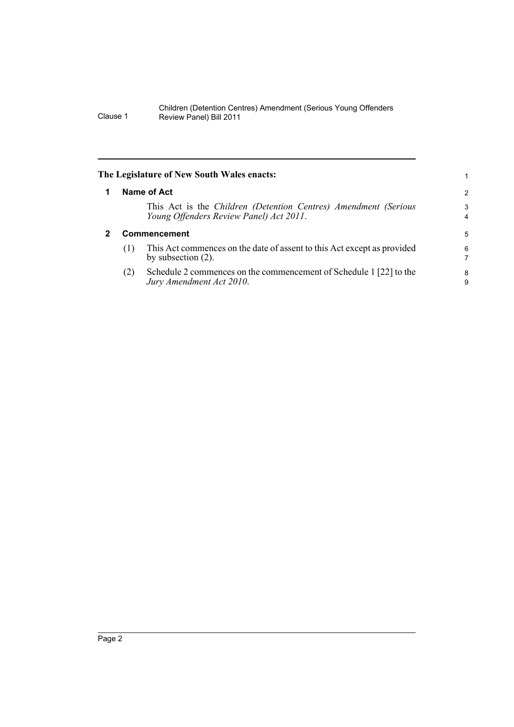**The Legislature of New South Wales enacts:**

**1 Name of Act**

This Act is the *Children (Detention Centres) Amendment (Serious Young Offenders Review Panel) Act 2011*.

**2 Commencement**

(1) This Act commences on the date of assent to this Act except as provided by subsection (2).

(2) Schedule 2 commences on the commencement of Schedule 1 [22] to the *Jury Amendment Act 2010*.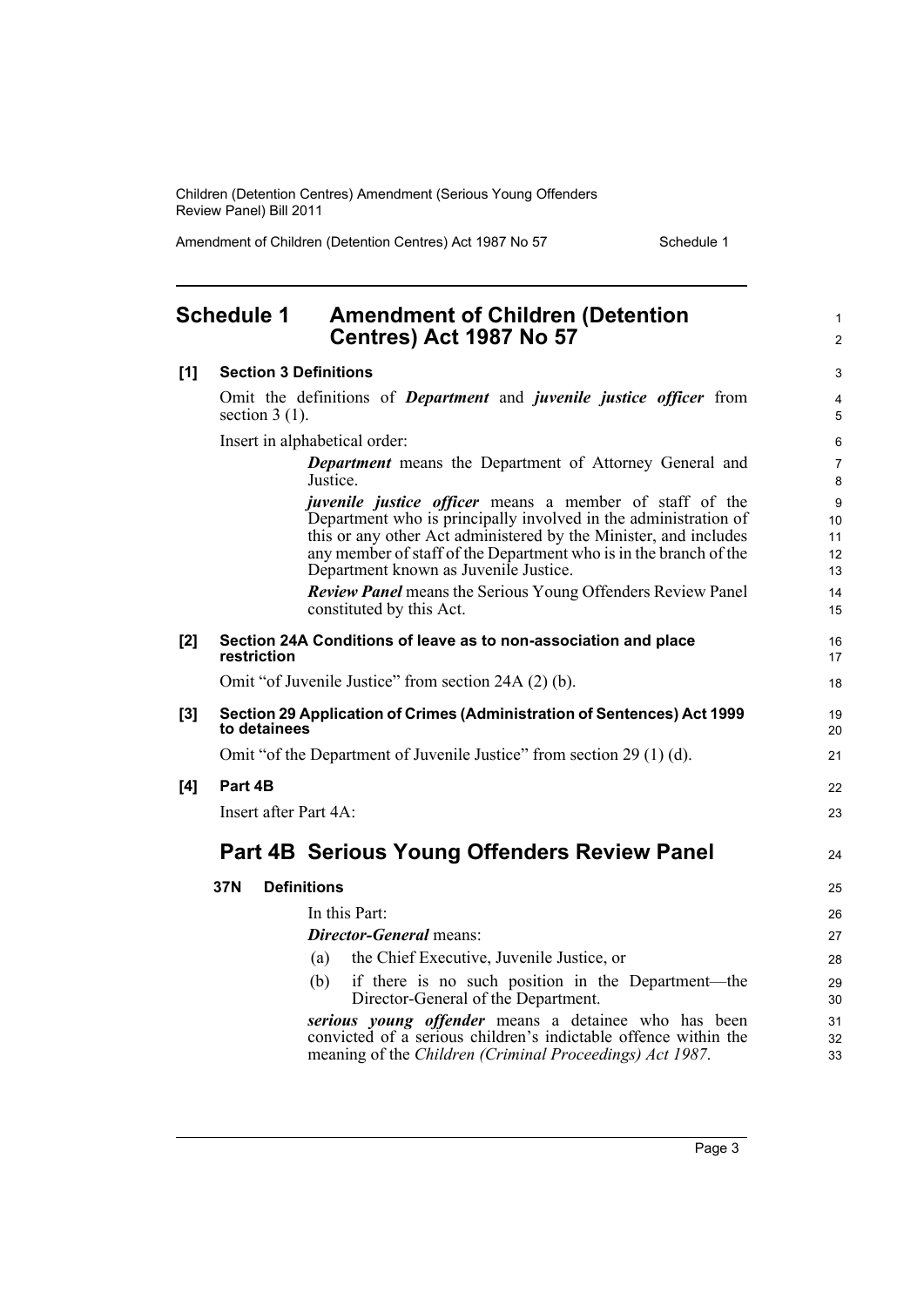## Schedule 1 Amendment of Children (Detention Centres) Act 1987 No 57

**[1] Section 3 Definitions**

Omit the definitions of ***Department*** and ***juvenile justice officer*** from section 3 (1).

Insert in alphabetical order:

> ***Department*** means the Department of Attorney General and Justice.
>
> ***juvenile justice officer*** means a member of staff of the Department who is principally involved in the administration of this or any other Act administered by the Minister, and includes any member of staff of the Department who is in the branch of the Department known as Juvenile Justice.
>
> ***Review Panel*** means the Serious Young Offenders Review Panel constituted by this Act.

**[2] Section 24A Conditions of leave as to non-association and place restriction**

Omit "of Juvenile Justice" from section 24A (2) (b).

**[3] Section 29 Application of Crimes (Administration of Sentences) Act 1999 to detainees**

Omit "of the Department of Juvenile Justice" from section 29 (1) (d).

**[4] Part 4B**

Insert after Part 4A:

### Part 4B Serious Young Offenders Review Panel

**37N Definitions**

In this Part:

***Director-General*** means:

(a) the Chief Executive, Juvenile Justice, or

(b) if there is no such position in the Department—the Director-General of the Department.

***serious young offender*** means a detainee who has been convicted of a serious children's indictable offence within the meaning of the *Children (Criminal Proceedings) Act 1987*.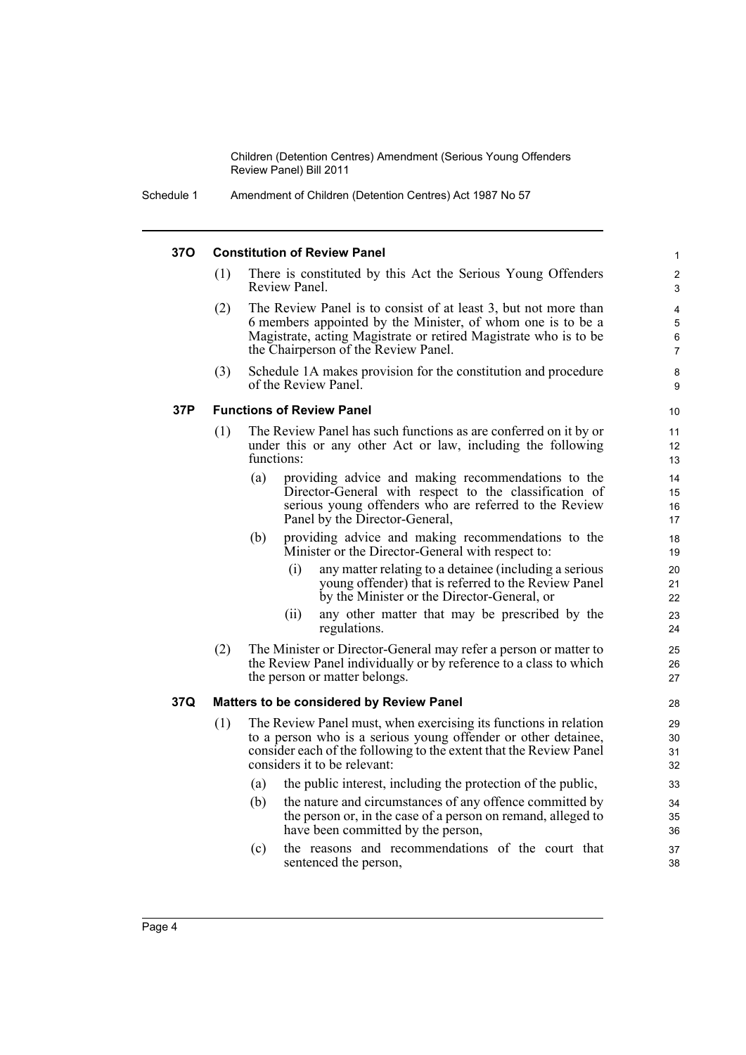### 37O Constitution of Review Panel

(1) There is constituted by this Act the Serious Young Offenders Review Panel.

(2) The Review Panel is to consist of at least 3, but not more than 6 members appointed by the Minister, of whom one is to be a Magistrate, acting Magistrate or retired Magistrate who is to be the Chairperson of the Review Panel.

(3) Schedule 1A makes provision for the constitution and procedure of the Review Panel.

### 37P Functions of Review Panel

(1) The Review Panel has such functions as are conferred on it by or under this or any other Act or law, including the following functions:

- (a) providing advice and making recommendations to the Director-General with respect to the classification of serious young offenders who are referred to the Review Panel by the Director-General,
- (b) providing advice and making recommendations to the Minister or the Director-General with respect to:
  - (i) any matter relating to a detainee (including a serious young offender) that is referred to the Review Panel by the Minister or the Director-General, or
  - (ii) any other matter that may be prescribed by the regulations.

(2) The Minister or Director-General may refer a person or matter to the Review Panel individually or by reference to a class to which the person or matter belongs.

### 37Q Matters to be considered by Review Panel

(1) The Review Panel must, when exercising its functions in relation to a person who is a serious young offender or other detainee, consider each of the following to the extent that the Review Panel considers it to be relevant:

- (a) the public interest, including the protection of the public,
- (b) the nature and circumstances of any offence committed by the person or, in the case of a person on remand, alleged to have been committed by the person,
- (c) the reasons and recommendations of the court that sentenced the person,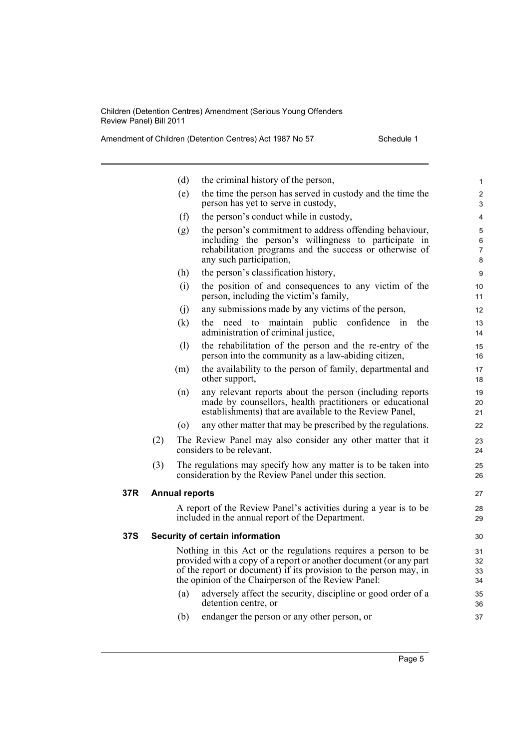(d) the criminal history of the person,

(e) the time the person has served in custody and the time the person has yet to serve in custody,

(f) the person's conduct while in custody,

(g) the person's commitment to address offending behaviour, including the person's willingness to participate in rehabilitation programs and the success or otherwise of any such participation,

(h) the person's classification history,

(i) the position of and consequences to any victim of the person, including the victim's family,

(j) any submissions made by any victims of the person,

(k) the need to maintain public confidence in the administration of criminal justice,

(l) the rehabilitation of the person and the re-entry of the person into the community as a law-abiding citizen,

(m) the availability to the person of family, departmental and other support,

(n) any relevant reports about the person (including reports made by counsellors, health practitioners or educational establishments) that are available to the Review Panel,

(o) any other matter that may be prescribed by the regulations.

(2) The Review Panel may also consider any other matter that it considers to be relevant.

(3) The regulations may specify how any matter is to be taken into consideration by the Review Panel under this section.

**37R Annual reports**

A report of the Review Panel's activities during a year is to be included in the annual report of the Department.

**37S Security of certain information**

Nothing in this Act or the regulations requires a person to be provided with a copy of a report or another document (or any part of the report or document) if its provision to the person may, in the opinion of the Chairperson of the Review Panel:

(a) adversely affect the security, discipline or good order of a detention centre, or

(b) endanger the person or any other person, or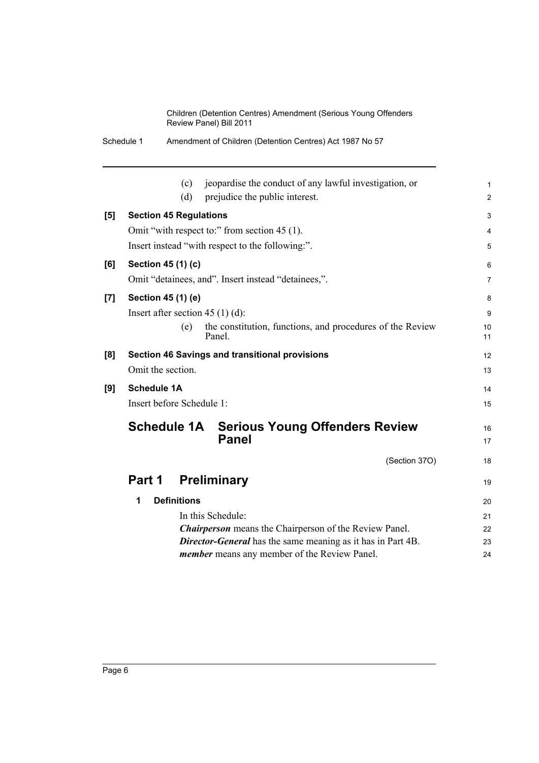(c) jeopardise the conduct of any lawful investigation, or

(d) prejudice the public interest.

**[5] Section 45 Regulations**

Omit "with respect to:" from section 45 (1).

Insert instead "with respect to the following:".

**[6] Section 45 (1) (c)**

Omit "detainees, and". Insert instead "detainees,".

**[7] Section 45 (1) (e)**

Insert after section 45 (1) (d):

(e) the constitution, functions, and procedures of the Review Panel.

**[8] Section 46 Savings and transitional provisions**

Omit the section.

**[9] Schedule 1A**

Insert before Schedule 1:

# Schedule 1A Serious Young Offenders Review Panel

(Section 37O)

## Part 1 Preliminary

### 1 Definitions

In this Schedule:

***Chairperson*** means the Chairperson of the Review Panel.

***Director-General*** has the same meaning as it has in Part 4B.

***member*** means any member of the Review Panel.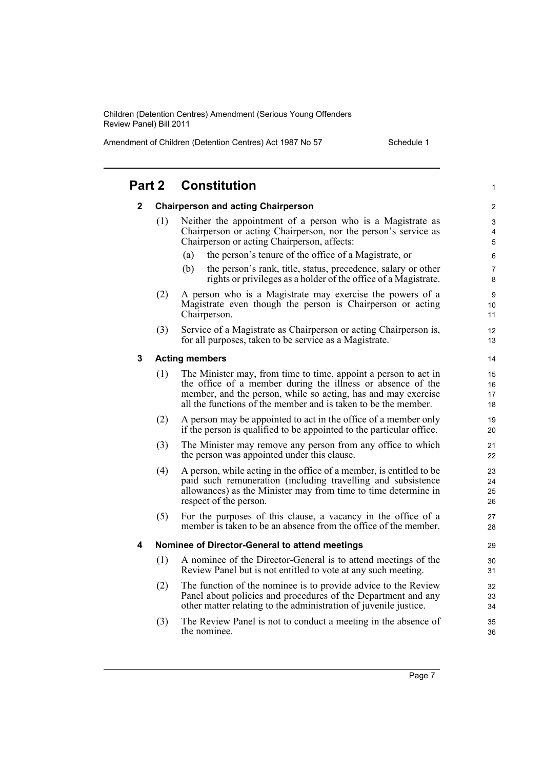## Part 2 Constitution

### 2 Chairperson and acting Chairperson

(1) Neither the appointment of a person who is a Magistrate as Chairperson or acting Chairperson, nor the person's service as Chairperson or acting Chairperson, affects:

- (a) the person's tenure of the office of a Magistrate, or
- (b) the person's rank, title, status, precedence, salary or other rights or privileges as a holder of the office of a Magistrate.

(2) A person who is a Magistrate may exercise the powers of a Magistrate even though the person is Chairperson or acting Chairperson.

(3) Service of a Magistrate as Chairperson or acting Chairperson is, for all purposes, taken to be service as a Magistrate.

### 3 Acting members

(1) The Minister may, from time to time, appoint a person to act in the office of a member during the illness or absence of the member, and the person, while so acting, has and may exercise all the functions of the member and is taken to be the member.

(2) A person may be appointed to act in the office of a member only if the person is qualified to be appointed to the particular office.

(3) The Minister may remove any person from any office to which the person was appointed under this clause.

(4) A person, while acting in the office of a member, is entitled to be paid such remuneration (including travelling and subsistence allowances) as the Minister may from time to time determine in respect of the person.

(5) For the purposes of this clause, a vacancy in the office of a member is taken to be an absence from the office of the member.

### 4 Nominee of Director-General to attend meetings

(1) A nominee of the Director-General is to attend meetings of the Review Panel but is not entitled to vote at any such meeting.

(2) The function of the nominee is to provide advice to the Review Panel about policies and procedures of the Department and any other matter relating to the administration of juvenile justice.

(3) The Review Panel is not to conduct a meeting in the absence of the nominee.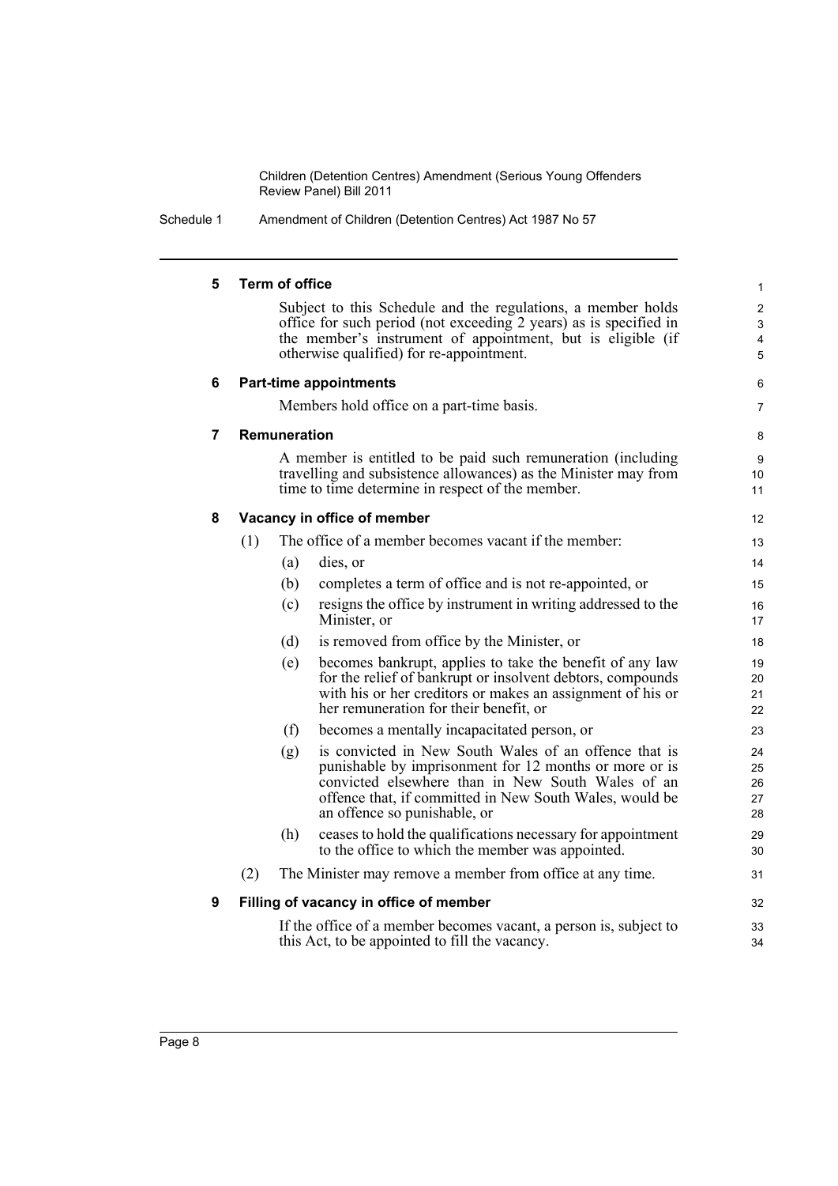## 5 Term of office

Subject to this Schedule and the regulations, a member holds office for such period (not exceeding 2 years) as is specified in the member's instrument of appointment, but is eligible (if otherwise qualified) for re-appointment.

## 6 Part-time appointments

Members hold office on a part-time basis.

## 7 Remuneration

A member is entitled to be paid such remuneration (including travelling and subsistence allowances) as the Minister may from time to time determine in respect of the member.

## 8 Vacancy in office of member

(1) The office of a member becomes vacant if the member:

- (a) dies, or
- (b) completes a term of office and is not re-appointed, or
- (c) resigns the office by instrument in writing addressed to the Minister, or
- (d) is removed from office by the Minister, or
- (e) becomes bankrupt, applies to take the benefit of any law for the relief of bankrupt or insolvent debtors, compounds with his or her creditors or makes an assignment of his or her remuneration for their benefit, or
- (f) becomes a mentally incapacitated person, or
- (g) is convicted in New South Wales of an offence that is punishable by imprisonment for 12 months or more or is convicted elsewhere than in New South Wales of an offence that, if committed in New South Wales, would be an offence so punishable, or
- (h) ceases to hold the qualifications necessary for appointment to the office to which the member was appointed.

(2) The Minister may remove a member from office at any time.

## 9 Filling of vacancy in office of member

If the office of a member becomes vacant, a person is, subject to this Act, to be appointed to fill the vacancy.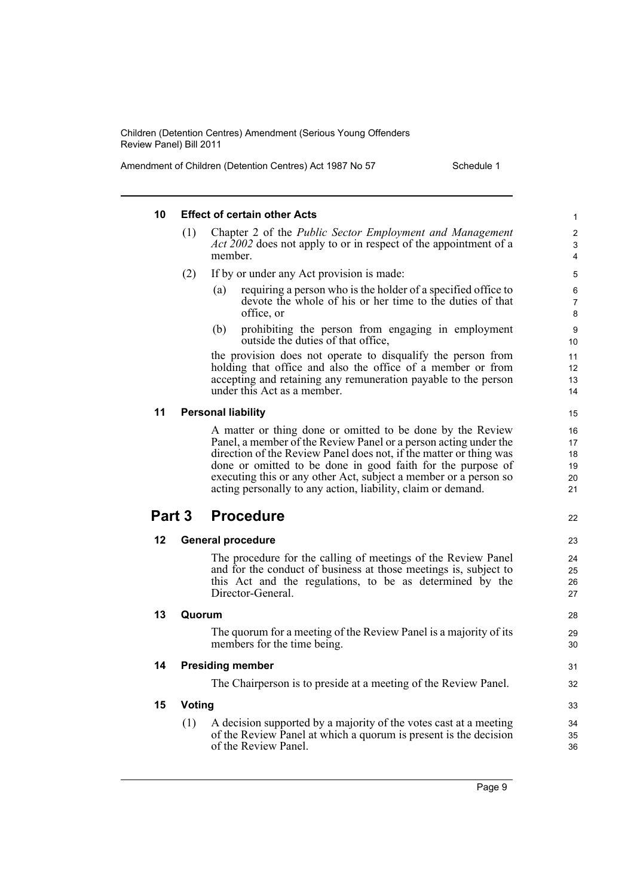#### 10 Effect of certain other Acts

(1) Chapter 2 of the *Public Sector Employment and Management Act 2002* does not apply to or in respect of the appointment of a member.

(2) If by or under any Act provision is made:

(a) requiring a person who is the holder of a specified office to devote the whole of his or her time to the duties of that office, or

(b) prohibiting the person from engaging in employment outside the duties of that office,

the provision does not operate to disqualify the person from holding that office and also the office of a member or from accepting and retaining any remuneration payable to the person under this Act as a member.

#### 11 Personal liability

A matter or thing done or omitted to be done by the Review Panel, a member of the Review Panel or a person acting under the direction of the Review Panel does not, if the matter or thing was done or omitted to be done in good faith for the purpose of executing this or any other Act, subject a member or a person so acting personally to any action, liability, claim or demand.

## Part 3 Procedure

#### 12 General procedure

The procedure for the calling of meetings of the Review Panel and for the conduct of business at those meetings is, subject to this Act and the regulations, to be as determined by the Director-General.

#### 13 Quorum

The quorum for a meeting of the Review Panel is a majority of its members for the time being.

#### 14 Presiding member

The Chairperson is to preside at a meeting of the Review Panel.

#### 15 Voting

(1) A decision supported by a majority of the votes cast at a meeting of the Review Panel at which a quorum is present is the decision of the Review Panel.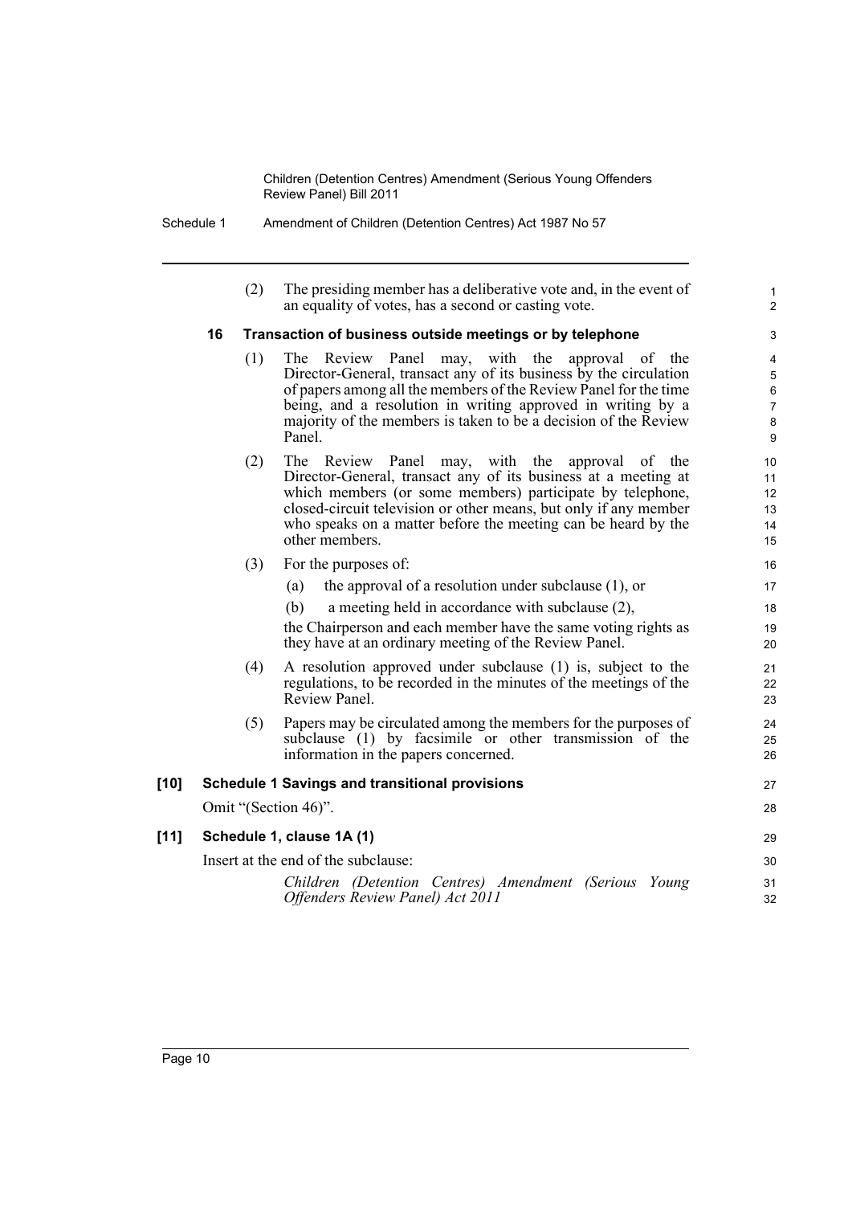(2) The presiding member has a deliberative vote and, in the event of an equality of votes, has a second or casting vote.

### 16 Transaction of business outside meetings or by telephone

(1) The Review Panel may, with the approval of the Director-General, transact any of its business by the circulation of papers among all the members of the Review Panel for the time being, and a resolution in writing approved in writing by a majority of the members is taken to be a decision of the Review Panel.

(2) The Review Panel may, with the approval of the Director-General, transact any of its business at a meeting at which members (or some members) participate by telephone, closed-circuit television or other means, but only if any member who speaks on a matter before the meeting can be heard by the other members.

(3) For the purposes of:

(a) the approval of a resolution under subclause (1), or

(b) a meeting held in accordance with subclause (2),

the Chairperson and each member have the same voting rights as they have at an ordinary meeting of the Review Panel.

(4) A resolution approved under subclause (1) is, subject to the regulations, to be recorded in the minutes of the meetings of the Review Panel.

(5) Papers may be circulated among the members for the purposes of subclause (1) by facsimile or other transmission of the information in the papers concerned.

## [10] Schedule 1 Savings and transitional provisions

Omit "(Section 46)".

## [11] Schedule 1, clause 1A (1)

Insert at the end of the subclause:

*Children (Detention Centres) Amendment (Serious Young Offenders Review Panel) Act 2011*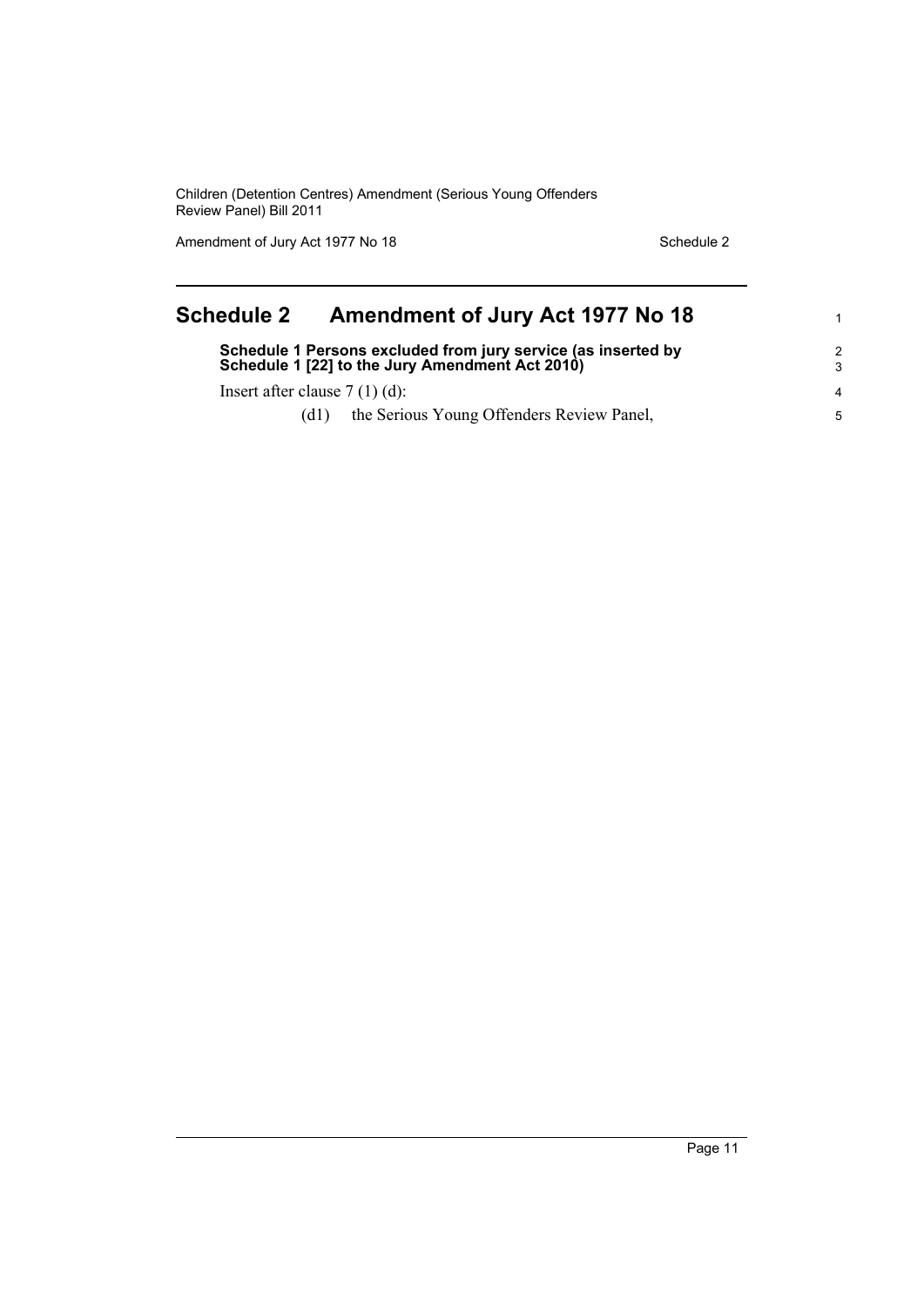# Schedule 2 Amendment of Jury Act 1977 No 18

**Schedule 1 Persons excluded from jury service (as inserted by Schedule 1 [22] to the Jury Amendment Act 2010)**

Insert after clause 7 (1) (d):

> (d1) the Serious Young Offenders Review Panel,